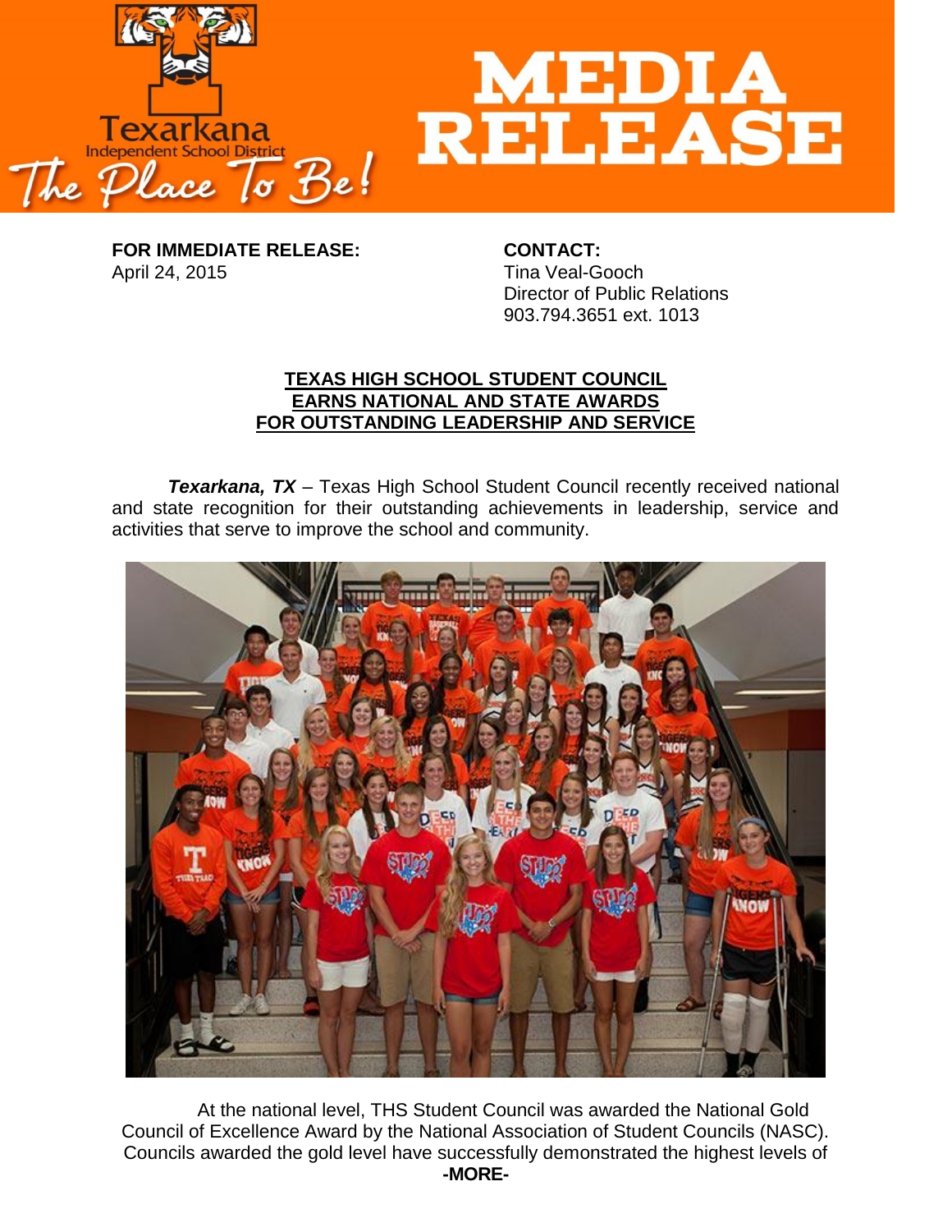# MEDIA RELEASE

Texarkana Independent School District
The Place To Be!

**FOR IMMEDIATE RELEASE:**
April 24, 2015

**CONTACT:**
Tina Veal-Gooch
Director of Public Relations
903.794.3651 ext. 1013

## TEXAS HIGH SCHOOL STUDENT COUNCIL EARNS NATIONAL AND STATE AWARDS FOR OUTSTANDING LEADERSHIP AND SERVICE

***Texarkana, TX*** – Texas High School Student Council recently received national and state recognition for their outstanding achievements in leadership, service and activities that serve to improve the school and community.

At the national level, THS Student Council was awarded the National Gold Council of Excellence Award by the National Association of Student Councils (NASC). Councils awarded the gold level have successfully demonstrated the highest levels of

**-MORE-**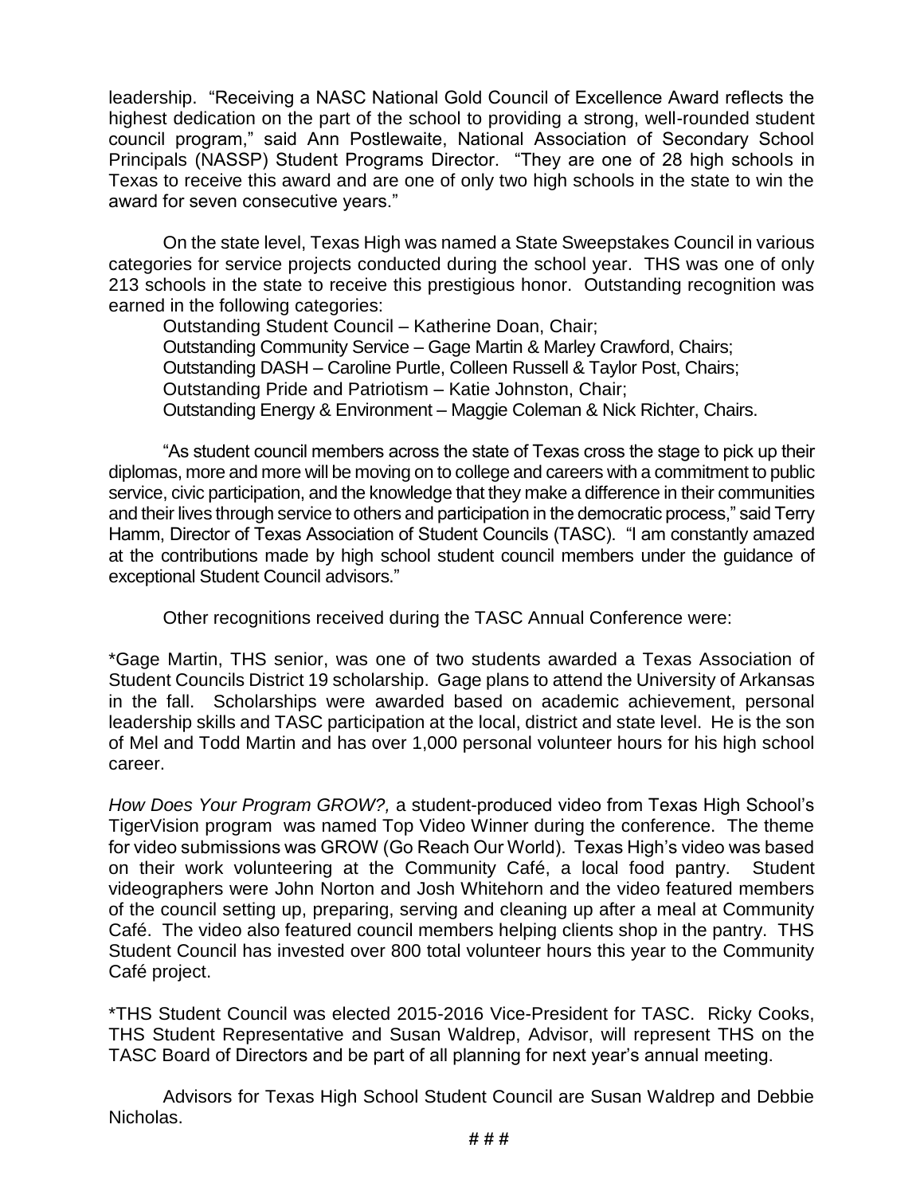leadership. "Receiving a NASC National Gold Council of Excellence Award reflects the highest dedication on the part of the school to providing a strong, well-rounded student council program," said Ann Postlewaite, National Association of Secondary School Principals (NASSP) Student Programs Director. "They are one of 28 high schools in Texas to receive this award and are one of only two high schools in the state to win the award for seven consecutive years."

On the state level, Texas High was named a State Sweepstakes Council in various categories for service projects conducted during the school year. THS was one of only 213 schools in the state to receive this prestigious honor. Outstanding recognition was earned in the following categories:

Outstanding Student Council – Katherine Doan, Chair;
Outstanding Community Service – Gage Martin & Marley Crawford, Chairs;
Outstanding DASH – Caroline Purtle, Colleen Russell & Taylor Post, Chairs;
Outstanding Pride and Patriotism – Katie Johnston, Chair;
Outstanding Energy & Environment – Maggie Coleman & Nick Richter, Chairs.

"As student council members across the state of Texas cross the stage to pick up their diplomas, more and more will be moving on to college and careers with a commitment to public service, civic participation, and the knowledge that they make a difference in their communities and their lives through service to others and participation in the democratic process," said Terry Hamm, Director of Texas Association of Student Councils (TASC). "I am constantly amazed at the contributions made by high school student council members under the guidance of exceptional Student Council advisors."

Other recognitions received during the TASC Annual Conference were:

*Gage Martin, THS senior, was one of two students awarded a Texas Association of Student Councils District 19 scholarship. Gage plans to attend the University of Arkansas in the fall. Scholarships were awarded based on academic achievement, personal leadership skills and TASC participation at the local, district and state level. He is the son of Mel and Todd Martin and has over 1,000 personal volunteer hours for his high school career.

*How Does Your Program GROW?,* a student-produced video from Texas High School's TigerVision program was named Top Video Winner during the conference. The theme for video submissions was GROW (Go Reach Our World). Texas High's video was based on their work volunteering at the Community Café, a local food pantry. Student videographers were John Norton and Josh Whitehorn and the video featured members of the council setting up, preparing, serving and cleaning up after a meal at Community Café. The video also featured council members helping clients shop in the pantry. THS Student Council has invested over 800 total volunteer hours this year to the Community Café project.

*THS Student Council was elected 2015-2016 Vice-President for TASC. Ricky Cooks, THS Student Representative and Susan Waldrep, Advisor, will represent THS on the TASC Board of Directors and be part of all planning for next year's annual meeting.

Advisors for Texas High School Student Council are Susan Waldrep and Debbie Nicholas.

# # #